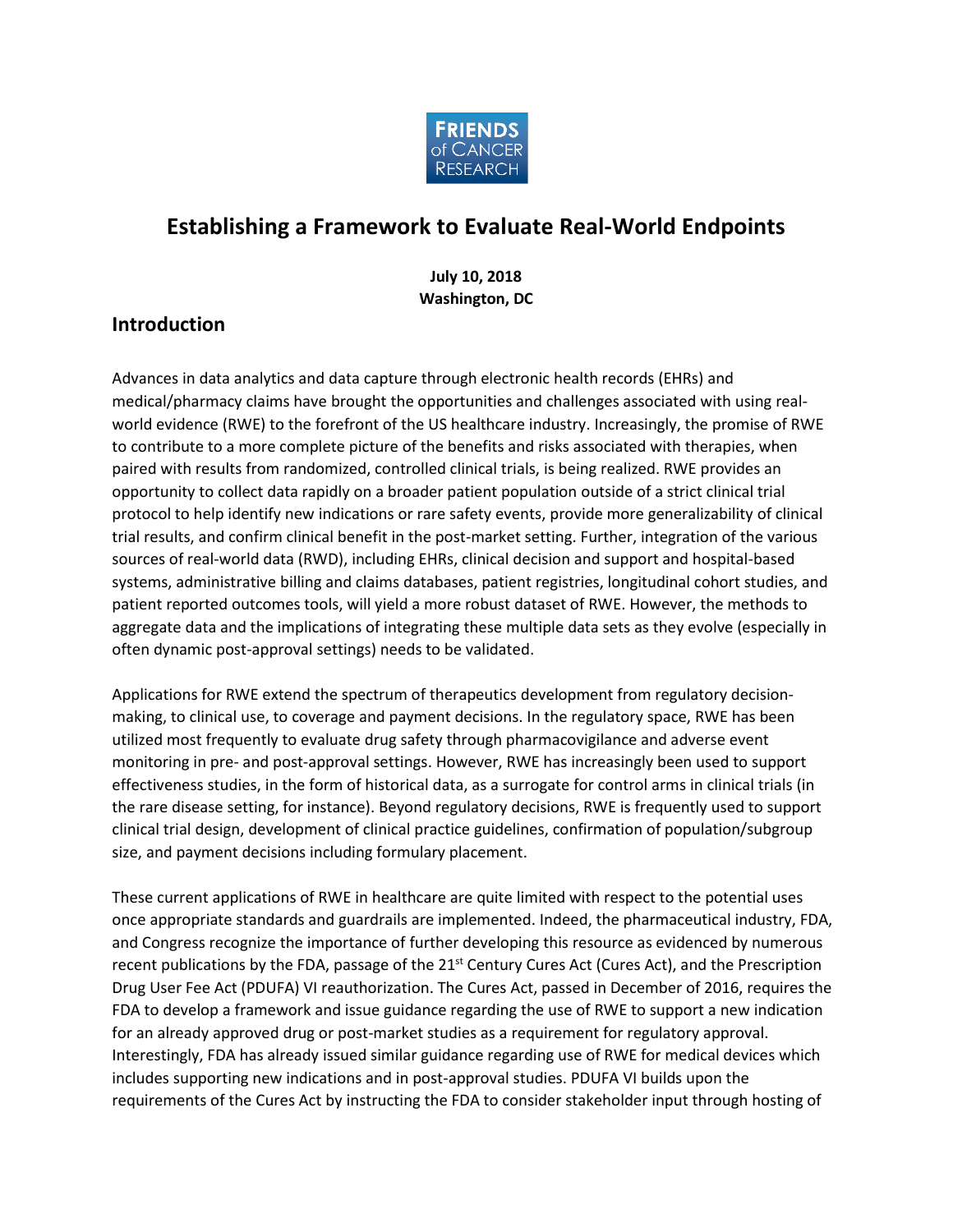# Establishing a Framework to Evaluate Real-World Endpoints

**July 10, 2018**
**Washington, DC**

## Introduction

Advances in data analytics and data capture through electronic health records (EHRs) and medical/pharmacy claims have brought the opportunities and challenges associated with using real-world evidence (RWE) to the forefront of the US healthcare industry. Increasingly, the promise of RWE to contribute to a more complete picture of the benefits and risks associated with therapies, when paired with results from randomized, controlled clinical trials, is being realized. RWE provides an opportunity to collect data rapidly on a broader patient population outside of a strict clinical trial protocol to help identify new indications or rare safety events, provide more generalizability of clinical trial results, and confirm clinical benefit in the post-market setting. Further, integration of the various sources of real-world data (RWD), including EHRs, clinical decision and support and hospital-based systems, administrative billing and claims databases, patient registries, longitudinal cohort studies, and patient reported outcomes tools, will yield a more robust dataset of RWE. However, the methods to aggregate data and the implications of integrating these multiple data sets as they evolve (especially in often dynamic post-approval settings) needs to be validated.

Applications for RWE extend the spectrum of therapeutics development from regulatory decision-making, to clinical use, to coverage and payment decisions. In the regulatory space, RWE has been utilized most frequently to evaluate drug safety through pharmacovigilance and adverse event monitoring in pre- and post-approval settings. However, RWE has increasingly been used to support effectiveness studies, in the form of historical data, as a surrogate for control arms in clinical trials (in the rare disease setting, for instance). Beyond regulatory decisions, RWE is frequently used to support clinical trial design, development of clinical practice guidelines, confirmation of population/subgroup size, and payment decisions including formulary placement.

These current applications of RWE in healthcare are quite limited with respect to the potential uses once appropriate standards and guardrails are implemented. Indeed, the pharmaceutical industry, FDA, and Congress recognize the importance of further developing this resource as evidenced by numerous recent publications by the FDA, passage of the 21st Century Cures Act (Cures Act), and the Prescription Drug User Fee Act (PDUFA) VI reauthorization. The Cures Act, passed in December of 2016, requires the FDA to develop a framework and issue guidance regarding the use of RWE to support a new indication for an already approved drug or post-market studies as a requirement for regulatory approval. Interestingly, FDA has already issued similar guidance regarding use of RWE for medical devices which includes supporting new indications and in post-approval studies. PDUFA VI builds upon the requirements of the Cures Act by instructing the FDA to consider stakeholder input through hosting of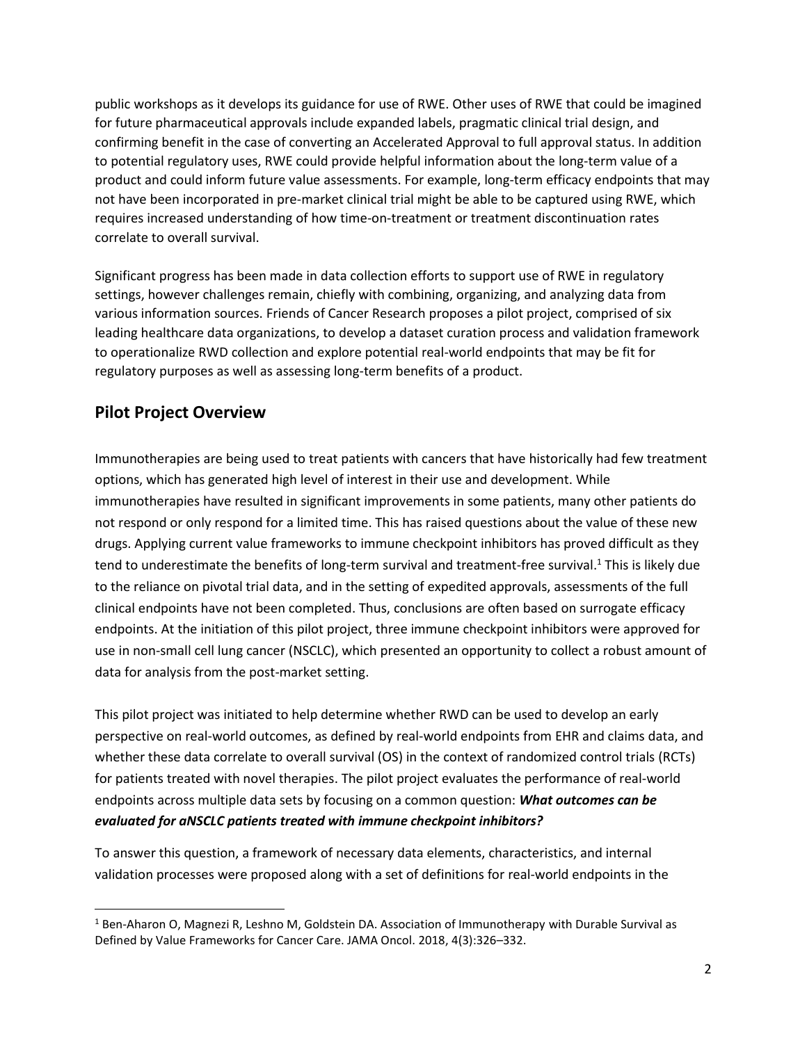public workshops as it develops its guidance for use of RWE. Other uses of RWE that could be imagined for future pharmaceutical approvals include expanded labels, pragmatic clinical trial design, and confirming benefit in the case of converting an Accelerated Approval to full approval status. In addition to potential regulatory uses, RWE could provide helpful information about the long-term value of a product and could inform future value assessments. For example, long-term efficacy endpoints that may not have been incorporated in pre-market clinical trial might be able to be captured using RWE, which requires increased understanding of how time-on-treatment or treatment discontinuation rates correlate to overall survival.

Significant progress has been made in data collection efforts to support use of RWE in regulatory settings, however challenges remain, chiefly with combining, organizing, and analyzing data from various information sources. Friends of Cancer Research proposes a pilot project, comprised of six leading healthcare data organizations, to develop a dataset curation process and validation framework to operationalize RWD collection and explore potential real-world endpoints that may be fit for regulatory purposes as well as assessing long-term benefits of a product.

## Pilot Project Overview

Immunotherapies are being used to treat patients with cancers that have historically had few treatment options, which has generated high level of interest in their use and development. While immunotherapies have resulted in significant improvements in some patients, many other patients do not respond or only respond for a limited time. This has raised questions about the value of these new drugs. Applying current value frameworks to immune checkpoint inhibitors has proved difficult as they tend to underestimate the benefits of long-term survival and treatment-free survival.[1] This is likely due to the reliance on pivotal trial data, and in the setting of expedited approvals, assessments of the full clinical endpoints have not been completed. Thus, conclusions are often based on surrogate efficacy endpoints. At the initiation of this pilot project, three immune checkpoint inhibitors were approved for use in non-small cell lung cancer (NSCLC), which presented an opportunity to collect a robust amount of data for analysis from the post-market setting.

This pilot project was initiated to help determine whether RWD can be used to develop an early perspective on real-world outcomes, as defined by real-world endpoints from EHR and claims data, and whether these data correlate to overall survival (OS) in the context of randomized control trials (RCTs) for patients treated with novel therapies. The pilot project evaluates the performance of real-world endpoints across multiple data sets by focusing on a common question: ***What outcomes can be evaluated for aNSCLC patients treated with immune checkpoint inhibitors?***

To answer this question, a framework of necessary data elements, characteristics, and internal validation processes were proposed along with a set of definitions for real-world endpoints in the

[1] Ben-Aharon O, Magnezi R, Leshno M, Goldstein DA. Association of Immunotherapy with Durable Survival as Defined by Value Frameworks for Cancer Care. JAMA Oncol. 2018, 4(3):326–332.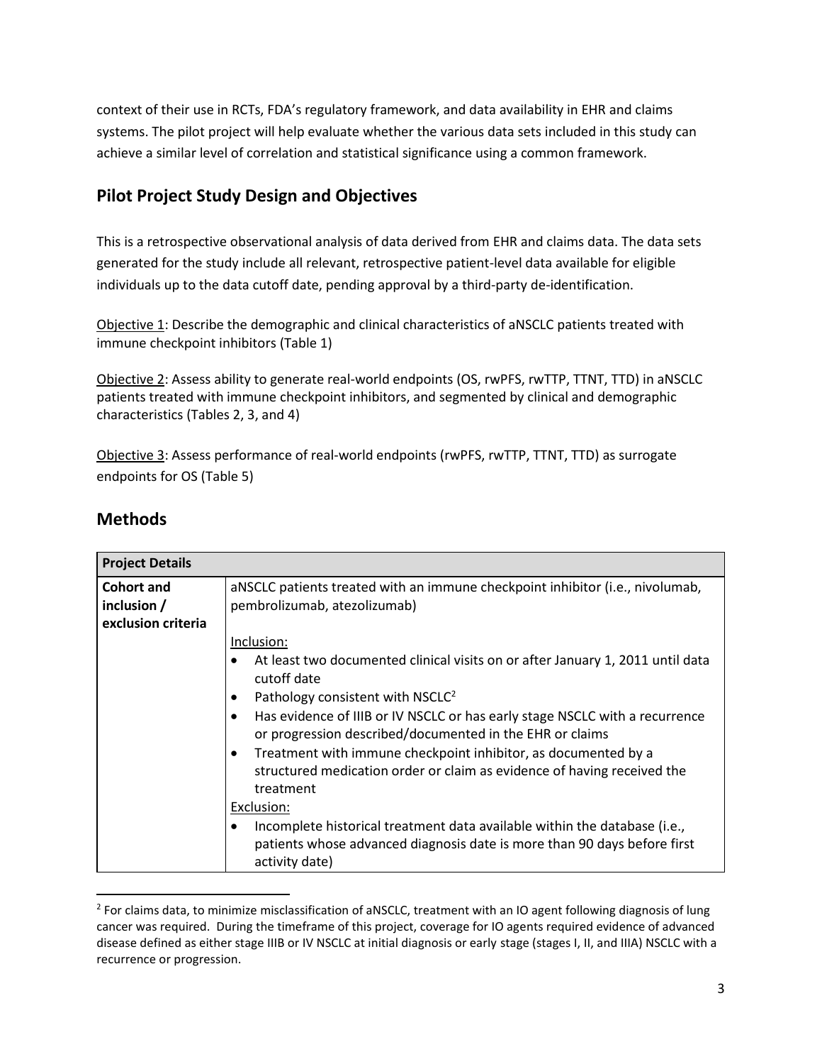context of their use in RCTs, FDA's regulatory framework, and data availability in EHR and claims systems. The pilot project will help evaluate whether the various data sets included in this study can achieve a similar level of correlation and statistical significance using a common framework.

## Pilot Project Study Design and Objectives

This is a retrospective observational analysis of data derived from EHR and claims data. The data sets generated for the study include all relevant, retrospective patient-level data available for eligible individuals up to the data cutoff date, pending approval by a third-party de-identification.

Objective 1: Describe the demographic and clinical characteristics of aNSCLC patients treated with immune checkpoint inhibitors (Table 1)

Objective 2: Assess ability to generate real-world endpoints (OS, rwPFS, rwTTP, TTNT, TTD) in aNSCLC patients treated with immune checkpoint inhibitors, and segmented by clinical and demographic characteristics (Tables 2, 3, and 4)

Objective 3: Assess performance of real-world endpoints (rwPFS, rwTTP, TTNT, TTD) as surrogate endpoints for OS (Table 5)

## Methods

| **Project Details** | |
|---|---|
| **Cohort and inclusion / exclusion criteria** | aNSCLC patients treated with an immune checkpoint inhibitor (i.e., nivolumab, pembrolizumab, atezolizumab)<br><br>Inclusion:<br>• At least two documented clinical visits on or after January 1, 2011 until data cutoff date<br>• Pathology consistent with NSCLC[2]<br>• Has evidence of IIIB or IV NSCLC or has early stage NSCLC with a recurrence or progression described/documented in the EHR or claims<br>• Treatment with immune checkpoint inhibitor, as documented by a structured medication order or claim as evidence of having received the treatment<br><br>Exclusion:<br>• Incomplete historical treatment data available within the database (i.e., patients whose advanced diagnosis date is more than 90 days before first activity date) |

[2] For claims data, to minimize misclassification of aNSCLC, treatment with an IO agent following diagnosis of lung cancer was required. During the timeframe of this project, coverage for IO agents required evidence of advanced disease defined as either stage IIIB or IV NSCLC at initial diagnosis or early stage (stages I, II, and IIIA) NSCLC with a recurrence or progression.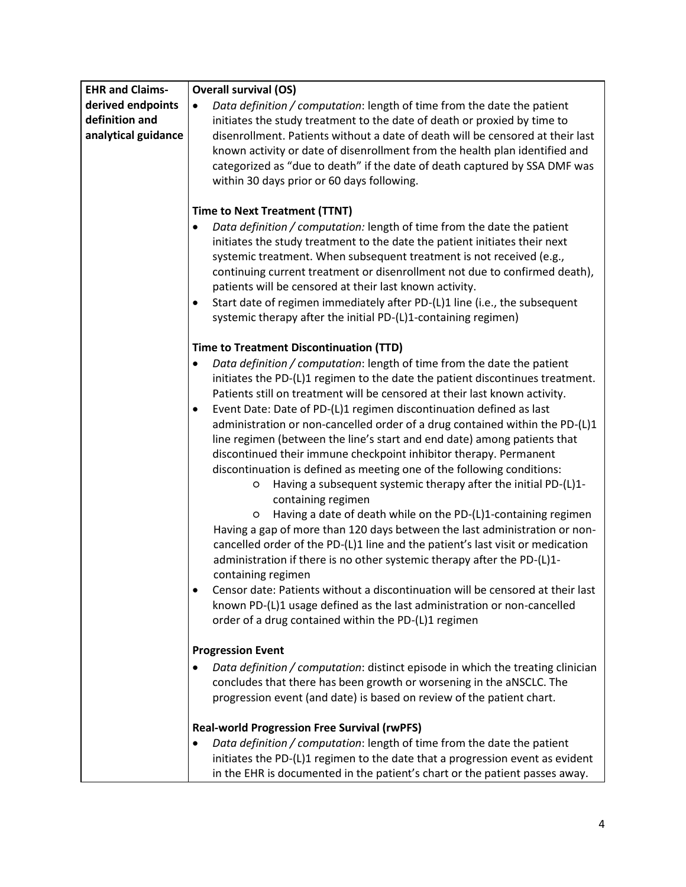| EHR and Claims-derived endpoints definition and analytical guidance | **Overall survival (OS)**<br>• *Data definition / computation*: length of time from the date the patient initiates the study treatment to the date of death or proxied by time to disenrollment. Patients without a date of death will be censored at their last known activity or date of disenrollment from the health plan identified and categorized as "due to death" if the date of death captured by SSA DMF was within 30 days prior or 60 days following.<br><br>**Time to Next Treatment (TTNT)**<br>• *Data definition / computation:* length of time from the date the patient initiates the study treatment to the date the patient initiates their next systemic treatment. When subsequent treatment is not received (e.g., continuing current treatment or disenrollment not due to confirmed death), patients will be censored at their last known activity.<br>• Start date of regimen immediately after PD-(L)1 line (i.e., the subsequent systemic therapy after the initial PD-(L)1-containing regimen)<br><br>**Time to Treatment Discontinuation (TTD)**<br>• *Data definition / computation*: length of time from the date the patient initiates the PD-(L)1 regimen to the date the patient discontinues treatment. Patients still on treatment will be censored at their last known activity.<br>• Event Date: Date of PD-(L)1 regimen discontinuation defined as last administration or non-cancelled order of a drug contained within the PD-(L)1 line regimen (between the line's start and end date) among patients that discontinued their immune checkpoint inhibitor therapy. Permanent discontinuation is defined as meeting one of the following conditions:<br>  ○ Having a subsequent systemic therapy after the initial PD-(L)1-containing regimen<br>  ○ Having a date of death while on the PD-(L)1-containing regimen<br>Having a gap of more than 120 days between the last administration or non-cancelled order of the PD-(L)1 line and the patient's last visit or medication administration if there is no other systemic therapy after the PD-(L)1-containing regimen<br>• Censor date: Patients without a discontinuation will be censored at their last known PD-(L)1 usage defined as the last administration or non-cancelled order of a drug contained within the PD-(L)1 regimen<br><br>**Progression Event**<br>• *Data definition / computation*: distinct episode in which the treating clinician concludes that there has been growth or worsening in the aNSCLC. The progression event (and date) is based on review of the patient chart.<br><br>**Real-world Progression Free Survival (rwPFS)**<br>• *Data definition / computation*: length of time from the date the patient initiates the PD-(L)1 regimen to the date that a progression event as evident in the EHR is documented in the patient's chart or the patient passes away. |
|---|---|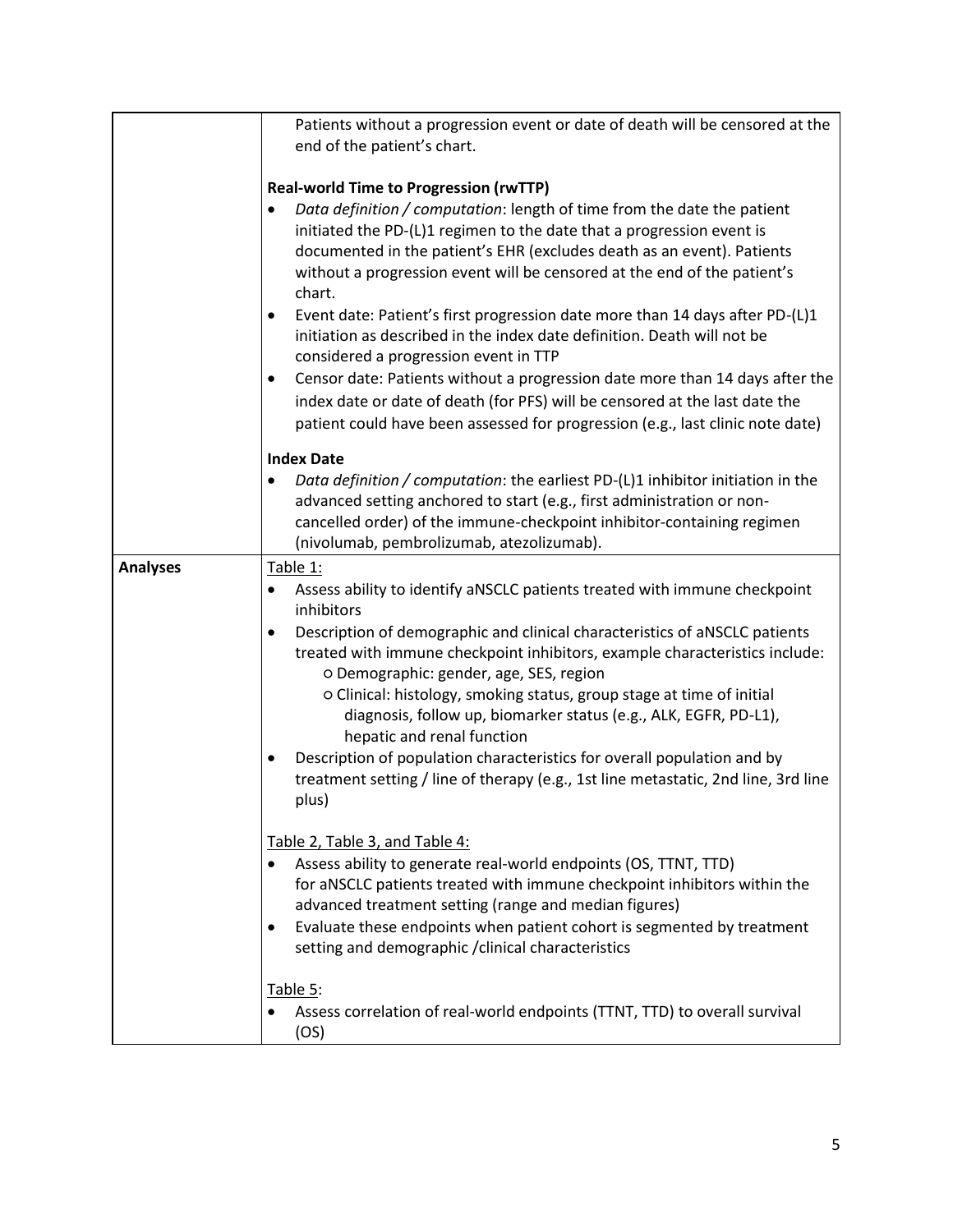| | |
|---|---|
| | Patients without a progression event or date of death will be censored at the end of the patient's chart.<br><br>**Real-world Time to Progression (rwTTP)**<br>• *Data definition / computation*: length of time from the date the patient initiated the PD-(L)1 regimen to the date that a progression event is documented in the patient's EHR (excludes death as an event). Patients without a progression event will be censored at the end of the patient's chart.<br>• Event date: Patient's first progression date more than 14 days after PD-(L)1 initiation as described in the index date definition. Death will not be considered a progression event in TTP<br>• Censor date: Patients without a progression date more than 14 days after the index date or date of death (for PFS) will be censored at the last date the patient could have been assessed for progression (e.g., last clinic note date)<br><br>**Index Date**<br>• *Data definition / computation*: the earliest PD-(L)1 inhibitor initiation in the advanced setting anchored to start (e.g., first administration or non-cancelled order) of the immune-checkpoint inhibitor-containing regimen (nivolumab, pembrolizumab, atezolizumab). |
| **Analyses** | <u>Table 1:</u><br>• Assess ability to identify aNSCLC patients treated with immune checkpoint inhibitors<br>• Description of demographic and clinical characteristics of aNSCLC patients treated with immune checkpoint inhibitors, example characteristics include:<br>&nbsp;&nbsp;&nbsp;&nbsp;○ Demographic: gender, age, SES, region<br>&nbsp;&nbsp;&nbsp;&nbsp;○ Clinical: histology, smoking status, group stage at time of initial diagnosis, follow up, biomarker status (e.g., ALK, EGFR, PD-L1), hepatic and renal function<br>• Description of population characteristics for overall population and by treatment setting / line of therapy (e.g., 1st line metastatic, 2nd line, 3rd line plus)<br><br><u>Table 2, Table 3, and Table 4:</u><br>• Assess ability to generate real-world endpoints (OS, TTNT, TTD) for aNSCLC patients treated with immune checkpoint inhibitors within the advanced treatment setting (range and median figures)<br>• Evaluate these endpoints when patient cohort is segmented by treatment setting and demographic /clinical characteristics<br><br><u>Table 5:</u><br>• Assess correlation of real-world endpoints (TTNT, TTD) to overall survival (OS) |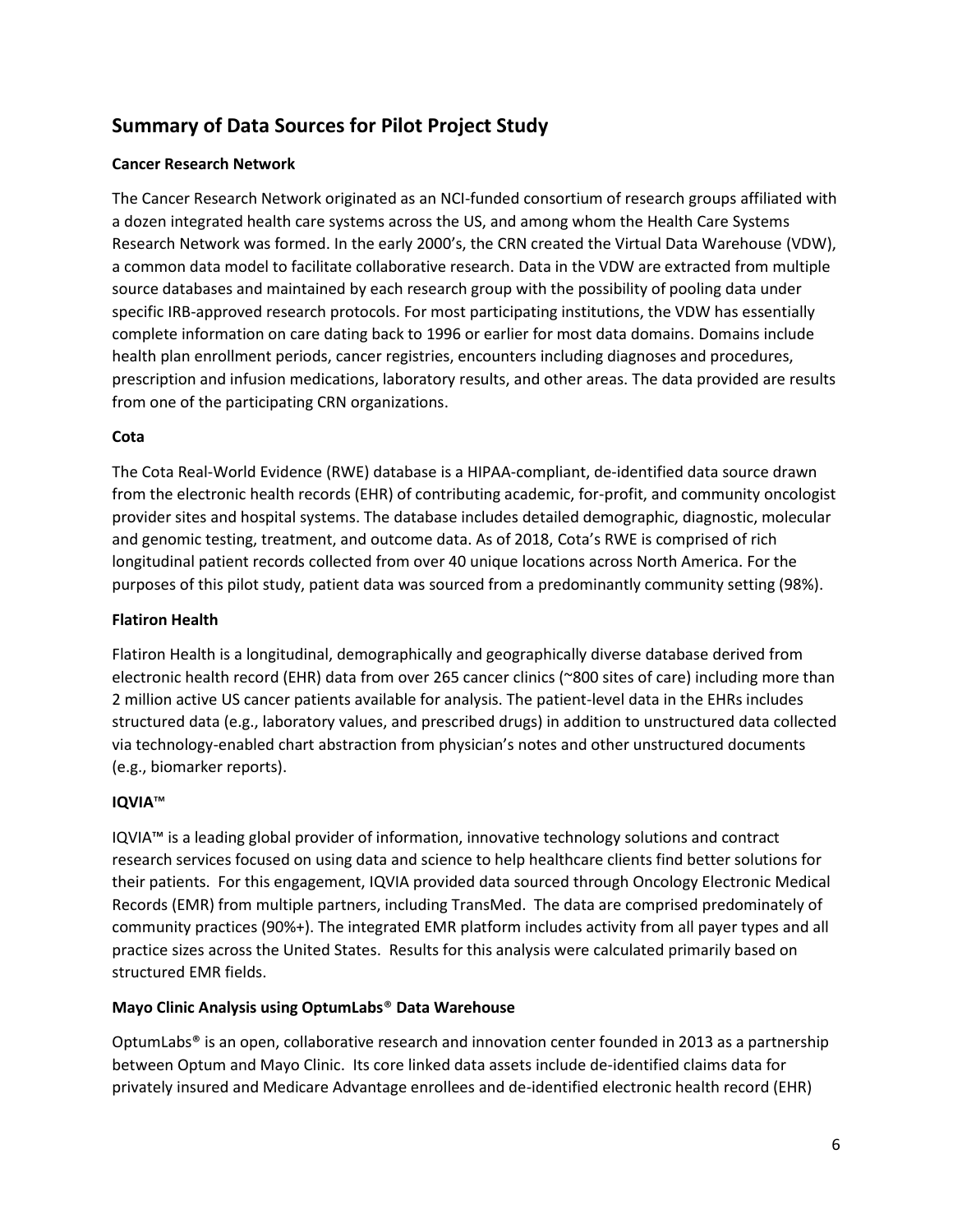## Summary of Data Sources for Pilot Project Study

### Cancer Research Network

The Cancer Research Network originated as an NCI-funded consortium of research groups affiliated with a dozen integrated health care systems across the US, and among whom the Health Care Systems Research Network was formed. In the early 2000's, the CRN created the Virtual Data Warehouse (VDW), a common data model to facilitate collaborative research. Data in the VDW are extracted from multiple source databases and maintained by each research group with the possibility of pooling data under specific IRB-approved research protocols. For most participating institutions, the VDW has essentially complete information on care dating back to 1996 or earlier for most data domains. Domains include health plan enrollment periods, cancer registries, encounters including diagnoses and procedures, prescription and infusion medications, laboratory results, and other areas. The data provided are results from one of the participating CRN organizations.

### Cota

The Cota Real-World Evidence (RWE) database is a HIPAA-compliant, de-identified data source drawn from the electronic health records (EHR) of contributing academic, for-profit, and community oncologist provider sites and hospital systems. The database includes detailed demographic, diagnostic, molecular and genomic testing, treatment, and outcome data. As of 2018, Cota's RWE is comprised of rich longitudinal patient records collected from over 40 unique locations across North America. For the purposes of this pilot study, patient data was sourced from a predominantly community setting (98%).

### Flatiron Health

Flatiron Health is a longitudinal, demographically and geographically diverse database derived from electronic health record (EHR) data from over 265 cancer clinics (~800 sites of care) including more than 2 million active US cancer patients available for analysis. The patient-level data in the EHRs includes structured data (e.g., laboratory values, and prescribed drugs) in addition to unstructured data collected via technology-enabled chart abstraction from physician's notes and other unstructured documents (e.g., biomarker reports).

### IQVIA™

IQVIA™ is a leading global provider of information, innovative technology solutions and contract research services focused on using data and science to help healthcare clients find better solutions for their patients. For this engagement, IQVIA provided data sourced through Oncology Electronic Medical Records (EMR) from multiple partners, including TransMed. The data are comprised predominately of community practices (90%+). The integrated EMR platform includes activity from all payer types and all practice sizes across the United States. Results for this analysis were calculated primarily based on structured EMR fields.

### Mayo Clinic Analysis using OptumLabs® Data Warehouse

OptumLabs® is an open, collaborative research and innovation center founded in 2013 as a partnership between Optum and Mayo Clinic. Its core linked data assets include de-identified claims data for privately insured and Medicare Advantage enrollees and de-identified electronic health record (EHR)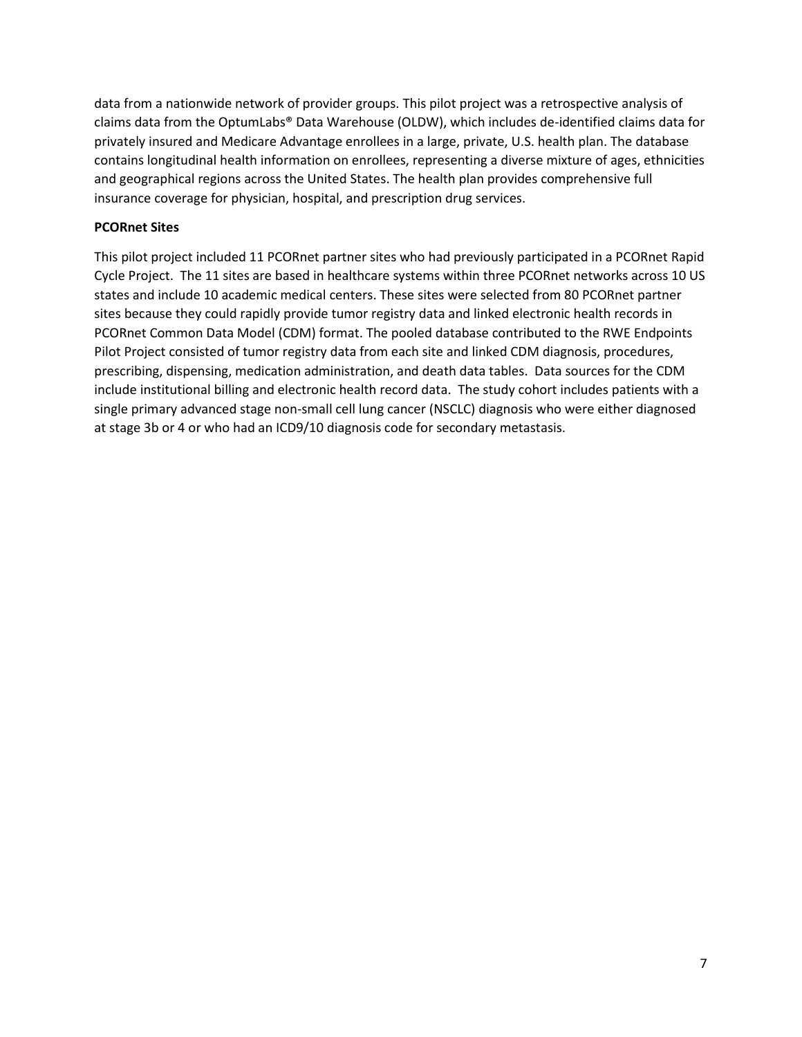data from a nationwide network of provider groups. This pilot project was a retrospective analysis of claims data from the OptumLabs® Data Warehouse (OLDW), which includes de-identified claims data for privately insured and Medicare Advantage enrollees in a large, private, U.S. health plan. The database contains longitudinal health information on enrollees, representing a diverse mixture of ages, ethnicities and geographical regions across the United States. The health plan provides comprehensive full insurance coverage for physician, hospital, and prescription drug services.

**PCORnet Sites**

This pilot project included 11 PCORnet partner sites who had previously participated in a PCORnet Rapid Cycle Project. The 11 sites are based in healthcare systems within three PCORnet networks across 10 US states and include 10 academic medical centers. These sites were selected from 80 PCORnet partner sites because they could rapidly provide tumor registry data and linked electronic health records in PCORnet Common Data Model (CDM) format. The pooled database contributed to the RWE Endpoints Pilot Project consisted of tumor registry data from each site and linked CDM diagnosis, procedures, prescribing, dispensing, medication administration, and death data tables. Data sources for the CDM include institutional billing and electronic health record data. The study cohort includes patients with a single primary advanced stage non-small cell lung cancer (NSCLC) diagnosis who were either diagnosed at stage 3b or 4 or who had an ICD9/10 diagnosis code for secondary metastasis.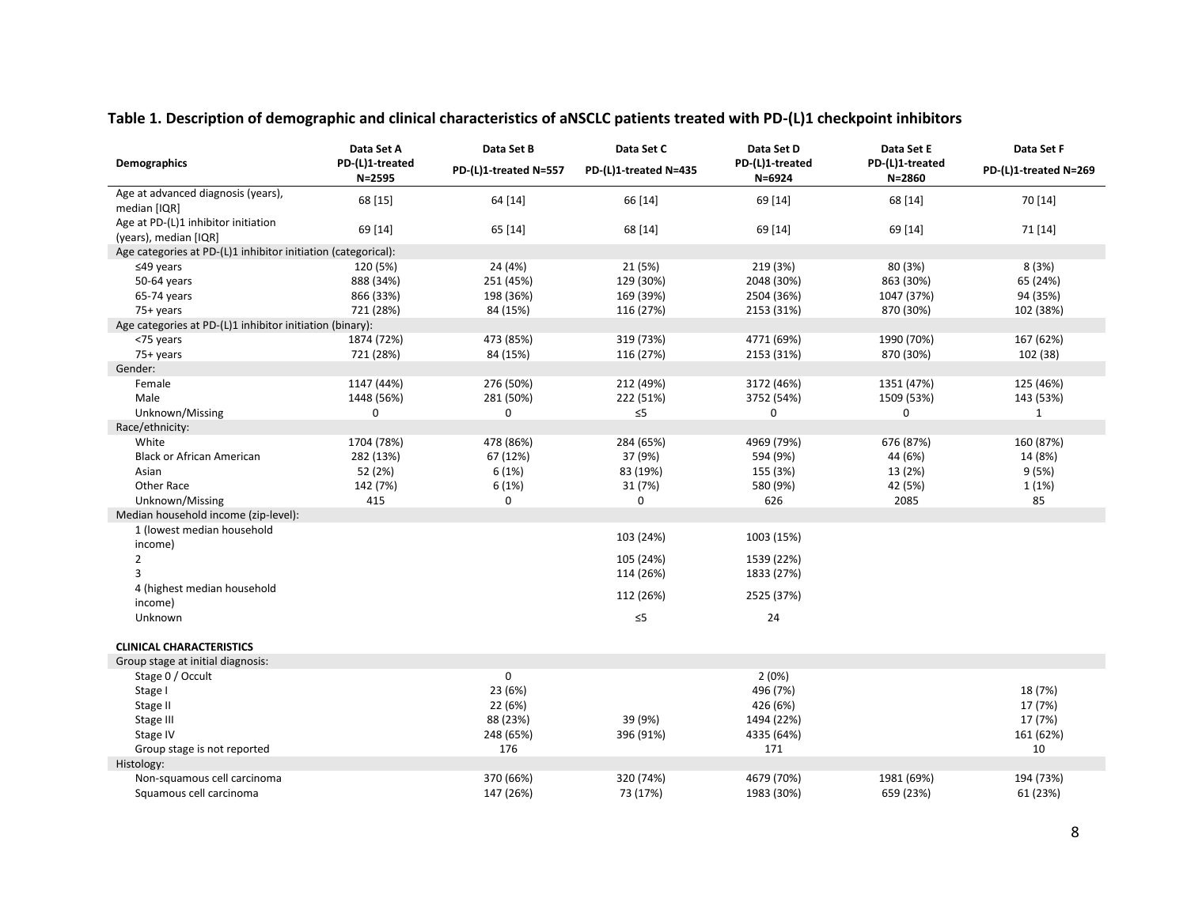**Table 1. Description of demographic and clinical characteristics of aNSCLC patients treated with PD-(L)1 checkpoint inhibitors**

| Demographics | Data Set A PD-(L)1-treated N=2595 | Data Set B PD-(L)1-treated N=557 | Data Set C PD-(L)1-treated N=435 | Data Set D PD-(L)1-treated N=6924 | Data Set E PD-(L)1-treated N=2860 | Data Set F PD-(L)1-treated N=269 |
|---|---|---|---|---|---|---|
| Age at advanced diagnosis (years), median [IQR] | 68 [15] | 64 [14] | 66 [14] | 69 [14] | 68 [14] | 70 [14] |
| Age at PD-(L)1 inhibitor initiation (years), median [IQR] | 69 [14] | 65 [14] | 68 [14] | 69 [14] | 69 [14] | 71 [14] |
| Age categories at PD-(L)1 inhibitor initiation (categorical): | | | | | | |
| ≤49 years | 120 (5%) | 24 (4%) | 21 (5%) | 219 (3%) | 80 (3%) | 8 (3%) |
| 50-64 years | 888 (34%) | 251 (45%) | 129 (30%) | 2048 (30%) | 863 (30%) | 65 (24%) |
| 65-74 years | 866 (33%) | 198 (36%) | 169 (39%) | 2504 (36%) | 1047 (37%) | 94 (35%) |
| 75+ years | 721 (28%) | 84 (15%) | 116 (27%) | 2153 (31%) | 870 (30%) | 102 (38%) |
| Age categories at PD-(L)1 inhibitor initiation (binary): | | | | | | |
| <75 years | 1874 (72%) | 473 (85%) | 319 (73%) | 4771 (69%) | 1990 (70%) | 167 (62%) |
| 75+ years | 721 (28%) | 84 (15%) | 116 (27%) | 2153 (31%) | 870 (30%) | 102 (38) |
| Gender: | | | | | | |
| Female | 1147 (44%) | 276 (50%) | 212 (49%) | 3172 (46%) | 1351 (47%) | 125 (46%) |
| Male | 1448 (56%) | 281 (50%) | 222 (51%) | 3752 (54%) | 1509 (53%) | 143 (53%) |
| Unknown/Missing | 0 | 0 | ≤5 | 0 | 0 | 1 |
| Race/ethnicity: | | | | | | |
| White | 1704 (78%) | 478 (86%) | 284 (65%) | 4969 (79%) | 676 (87%) | 160 (87%) |
| Black or African American | 282 (13%) | 67 (12%) | 37 (9%) | 594 (9%) | 44 (6%) | 14 (8%) |
| Asian | 52 (2%) | 6 (1%) | 83 (19%) | 155 (3%) | 13 (2%) | 9 (5%) |
| Other Race | 142 (7%) | 6 (1%) | 31 (7%) | 580 (9%) | 42 (5%) | 1 (1%) |
| Unknown/Missing | 415 | 0 | 0 | 626 | 2085 | 85 |
| Median household income (zip-level): | | | | | | |
| 1 (lowest median household income) | | | 103 (24%) | 1003 (15%) | | |
| 2 | | | 105 (24%) | 1539 (22%) | | |
| 3 | | | 114 (26%) | 1833 (27%) | | |
| 4 (highest median household income) | | | 112 (26%) | 2525 (37%) | | |
| Unknown | | | ≤5 | 24 | | |
| **CLINICAL CHARACTERISTICS** | | | | | | |
| Group stage at initial diagnosis: | | | | | | |
| Stage 0 / Occult | | 0 | | 2 (0%) | | |
| Stage I | | 23 (6%) | | 496 (7%) | | 18 (7%) |
| Stage II | | 22 (6%) | | 426 (6%) | | 17 (7%) |
| Stage III | | 88 (23%) | 39 (9%) | 1494 (22%) | | 17 (7%) |
| Stage IV | | 248 (65%) | 396 (91%) | 4335 (64%) | | 161 (62%) |
| Group stage is not reported | | 176 | | 171 | | 10 |
| Histology: | | | | | | |
| Non-squamous cell carcinoma | | 370 (66%) | 320 (74%) | 4679 (70%) | 1981 (69%) | 194 (73%) |
| Squamous cell carcinoma | | 147 (26%) | 73 (17%) | 1983 (30%) | 659 (23%) | 61 (23%) |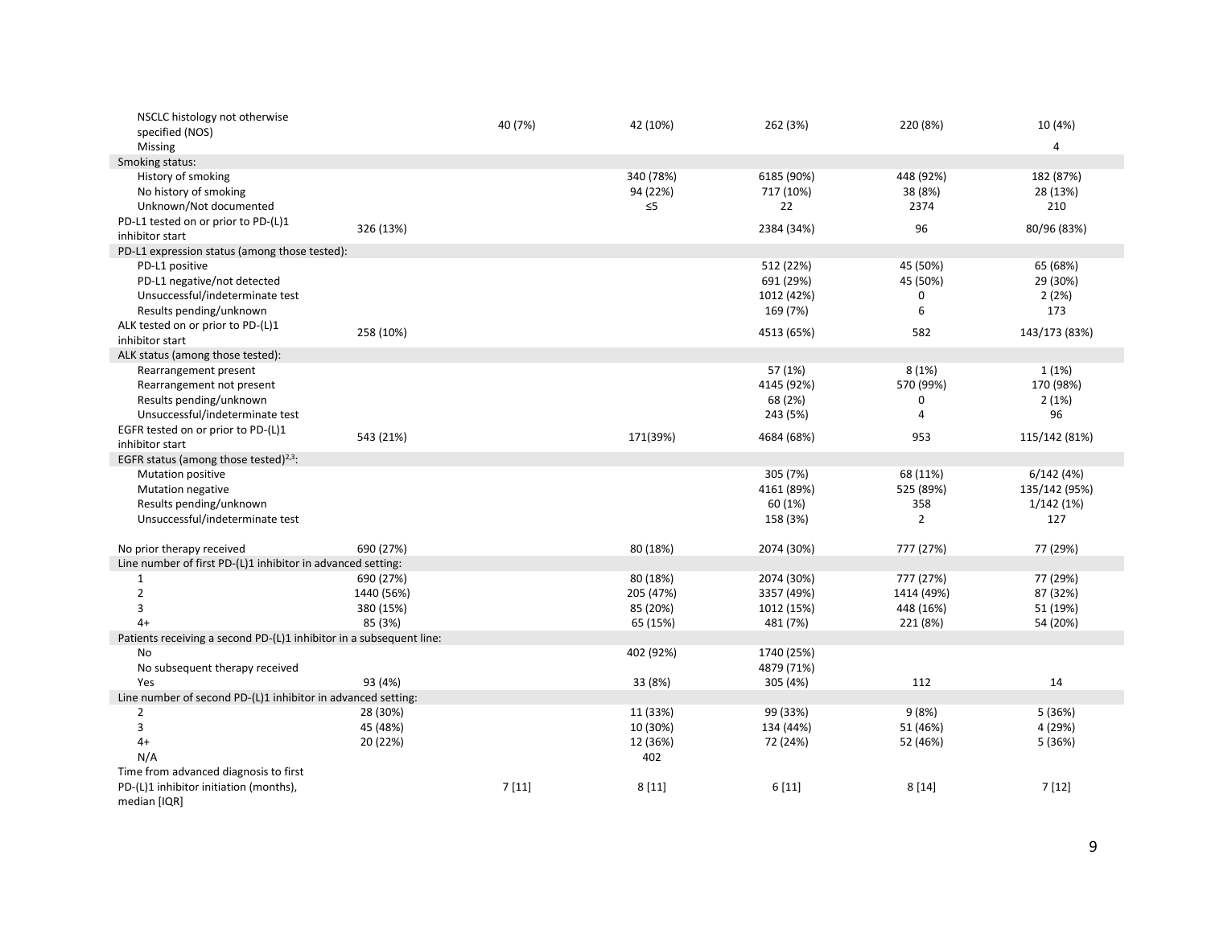| | | | | | | |
|---|---|---|---|---|---|---|
| NSCLC histology not otherwise specified (NOS) | | 40 (7%) | 42 (10%) | 262 (3%) | 220 (8%) | 10 (4%) |
| Missing | | | | | | 4 |
| **Smoking status:** | | | | | | |
| History of smoking | | | 340 (78%) | 6185 (90%) | 448 (92%) | 182 (87%) |
| No history of smoking | | | 94 (22%) | 717 (10%) | 38 (8%) | 28 (13%) |
| Unknown/Not documented | | | ≤5 | 22 | 2374 | 210 |
| PD-L1 tested on or prior to PD-(L)1 inhibitor start | 326 (13%) | | | 2384 (34%) | 96 | 80/96 (83%) |
| **PD-L1 expression status (among those tested):** | | | | | | |
| PD-L1 positive | | | | 512 (22%) | 45 (50%) | 65 (68%) |
| PD-L1 negative/not detected | | | | 691 (29%) | 45 (50%) | 29 (30%) |
| Unsuccessful/indeterminate test | | | | 1012 (42%) | 0 | 2 (2%) |
| Results pending/unknown | | | | 169 (7%) | 6 | 173 |
| ALK tested on or prior to PD-(L)1 inhibitor start | 258 (10%) | | | 4513 (65%) | 582 | 143/173 (83%) |
| **ALK status (among those tested):** | | | | | | |
| Rearrangement present | | | | 57 (1%) | 8 (1%) | 1 (1%) |
| Rearrangement not present | | | | 4145 (92%) | 570 (99%) | 170 (98%) |
| Results pending/unknown | | | | 68 (2%) | 0 | 2 (1%) |
| Unsuccessful/indeterminate test | | | | 243 (5%) | 4 | 96 |
| EGFR tested on or prior to PD-(L)1 inhibitor start | 543 (21%) | | 171(39%) | 4684 (68%) | 953 | 115/142 (81%) |
| **EGFR status (among those tested)[2,3]:** | | | | | | |
| Mutation positive | | | | 305 (7%) | 68 (11%) | 6/142 (4%) |
| Mutation negative | | | | 4161 (89%) | 525 (89%) | 135/142 (95%) |
| Results pending/unknown | | | | 60 (1%) | 358 | 1/142 (1%) |
| Unsuccessful/indeterminate test | | | | 158 (3%) | 2 | 127 |
| No prior therapy received | 690 (27%) | | 80 (18%) | 2074 (30%) | 777 (27%) | 77 (29%) |
| **Line number of first PD-(L)1 inhibitor in advanced setting:** | | | | | | |
| 1 | 690 (27%) | | 80 (18%) | 2074 (30%) | 777 (27%) | 77 (29%) |
| 2 | 1440 (56%) | | 205 (47%) | 3357 (49%) | 1414 (49%) | 87 (32%) |
| 3 | 380 (15%) | | 85 (20%) | 1012 (15%) | 448 (16%) | 51 (19%) |
| 4+ | 85 (3%) | | 65 (15%) | 481 (7%) | 221 (8%) | 54 (20%) |
| **Patients receiving a second PD-(L)1 inhibitor in a subsequent line:** | | | | | | |
| No | | | 402 (92%) | 1740 (25%) | | |
| No subsequent therapy received | | | | 4879 (71%) | | |
| Yes | 93 (4%) | | 33 (8%) | 305 (4%) | 112 | 14 |
| **Line number of second PD-(L)1 inhibitor in advanced setting:** | | | | | | |
| 2 | 28 (30%) | | 11 (33%) | 99 (33%) | 9 (8%) | 5 (36%) |
| 3 | 45 (48%) | | 10 (30%) | 134 (44%) | 51 (46%) | 4 (29%) |
| 4+ | 20 (22%) | | 12 (36%) | 72 (24%) | 52 (46%) | 5 (36%) |
| N/A | | | 402 | | | |
| Time from advanced diagnosis to first PD-(L)1 inhibitor initiation (months), median [IQR] | | 7 [11] | 8 [11] | 6 [11] | 8 [14] | 7 [12] |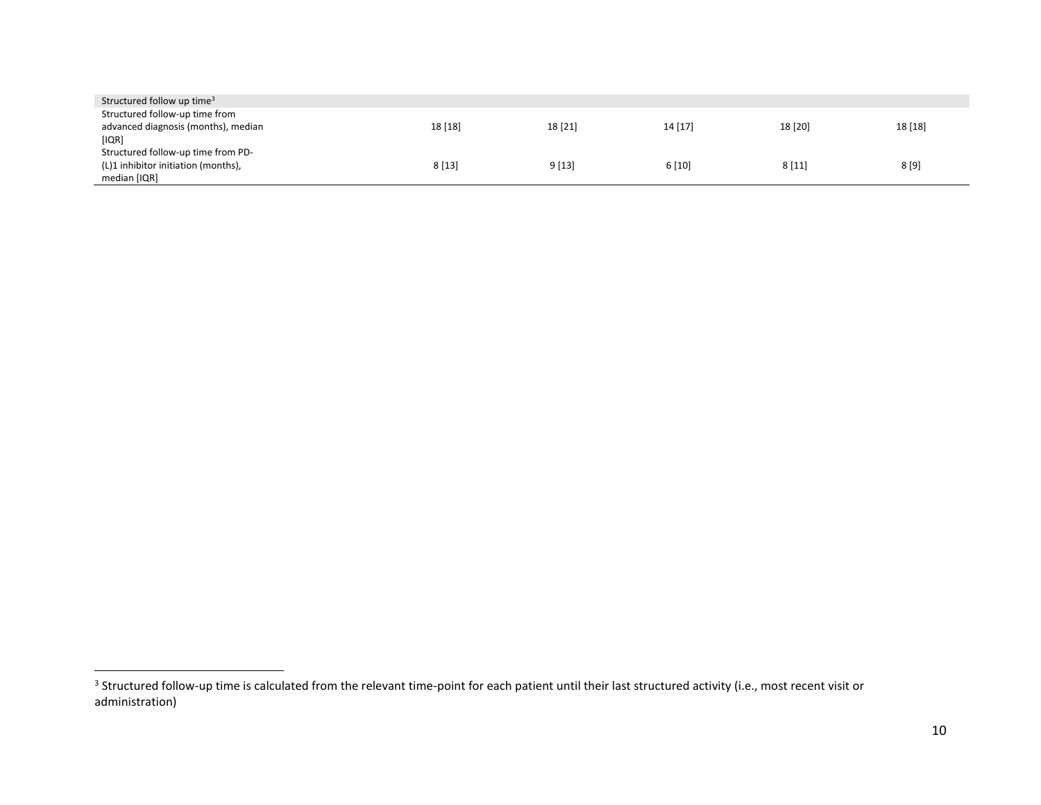| | | | | | |
|---|---|---|---|---|---|
| Structured follow up time[3] | | | | | |
| Structured follow-up time from advanced diagnosis (months), median [IQR] | 18 [18] | 18 [21] | 14 [17] | 18 [20] | 18 [18] |
| Structured follow-up time from PD-(L)1 inhibitor initiation (months), median [IQR] | 8 [13] | 9 [13] | 6 [10] | 8 [11] | 8 [9] |

[3] Structured follow-up time is calculated from the relevant time-point for each patient until their last structured activity (i.e., most recent visit or administration)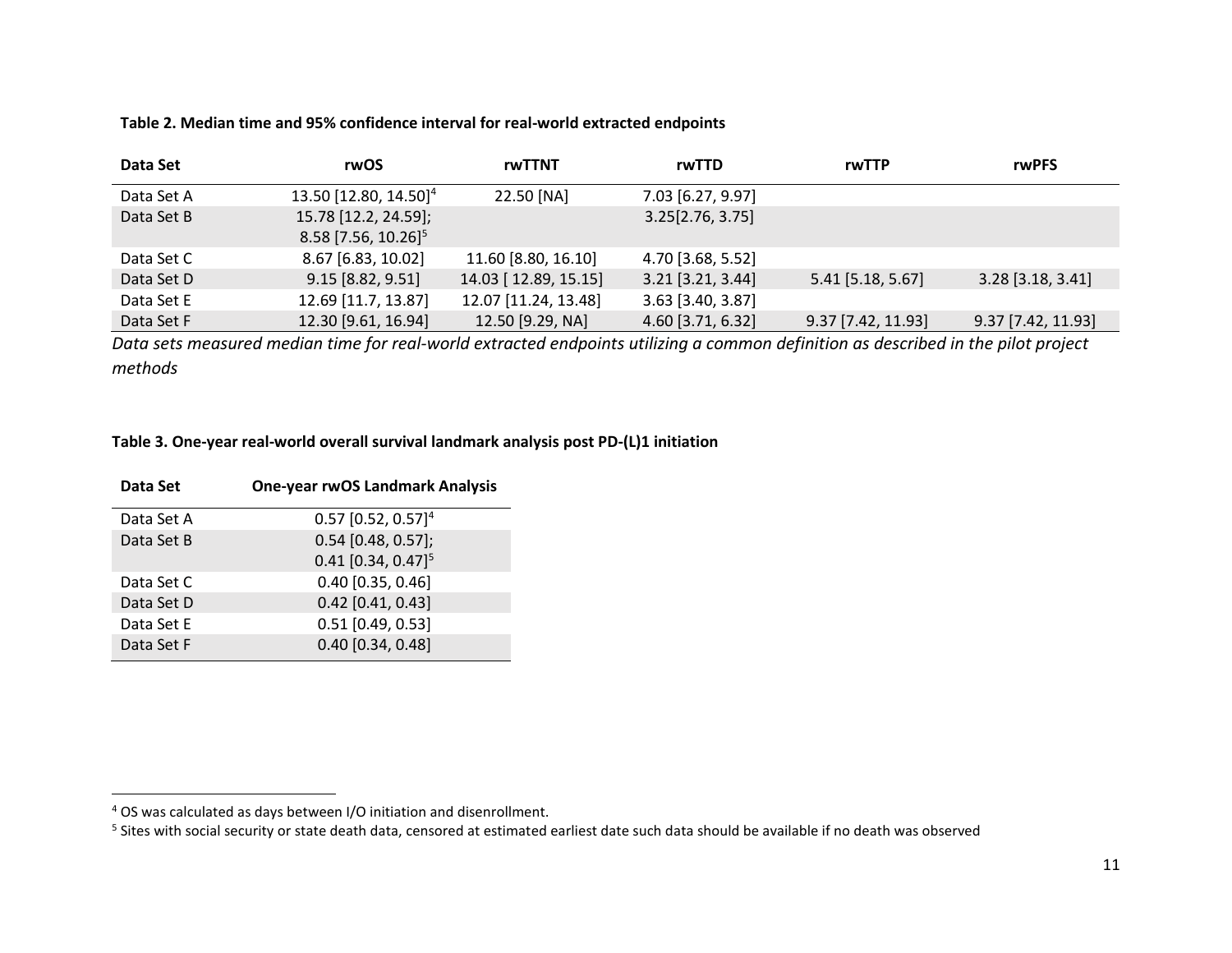**Table 2. Median time and 95% confidence interval for real-world extracted endpoints**

| Data Set | rwOS | rwTTNT | rwTTD | rwTTP | rwPFS |
|---|---|---|---|---|---|
| Data Set A | 13.50 [12.80, 14.50][4] | 22.50 [NA] | 7.03 [6.27, 9.97] | | |
| Data Set B | 15.78 [12.2, 24.59]; 8.58 [7.56, 10.26][5] | | 3.25[2.76, 3.75] | | |
| Data Set C | 8.67 [6.83, 10.02] | 11.60 [8.80, 16.10] | 4.70 [3.68, 5.52] | | |
| Data Set D | 9.15 [8.82, 9.51] | 14.03 [ 12.89, 15.15] | 3.21 [3.21, 3.44] | 5.41 [5.18, 5.67] | 3.28 [3.18, 3.41] |
| Data Set E | 12.69 [11.7, 13.87] | 12.07 [11.24, 13.48] | 3.63 [3.40, 3.87] | | |
| Data Set F | 12.30 [9.61, 16.94] | 12.50 [9.29, NA] | 4.60 [3.71, 6.32] | 9.37 [7.42, 11.93] | 9.37 [7.42, 11.93] |

*Data sets measured median time for real-world extracted endpoints utilizing a common definition as described in the pilot project methods*

**Table 3. One-year real-world overall survival landmark analysis post PD-(L)1 initiation**

| Data Set | One-year rwOS Landmark Analysis |
|---|---|
| Data Set A | 0.57 [0.52, 0.57][4] |
| Data Set B | 0.54 [0.48, 0.57]; 0.41 [0.34, 0.47][5] |
| Data Set C | 0.40 [0.35, 0.46] |
| Data Set D | 0.42 [0.41, 0.43] |
| Data Set E | 0.51 [0.49, 0.53] |
| Data Set F | 0.40 [0.34, 0.48] |

[4] OS was calculated as days between I/O initiation and disenrollment.

[5] Sites with social security or state death data, censored at estimated earliest date such data should be available if no death was observed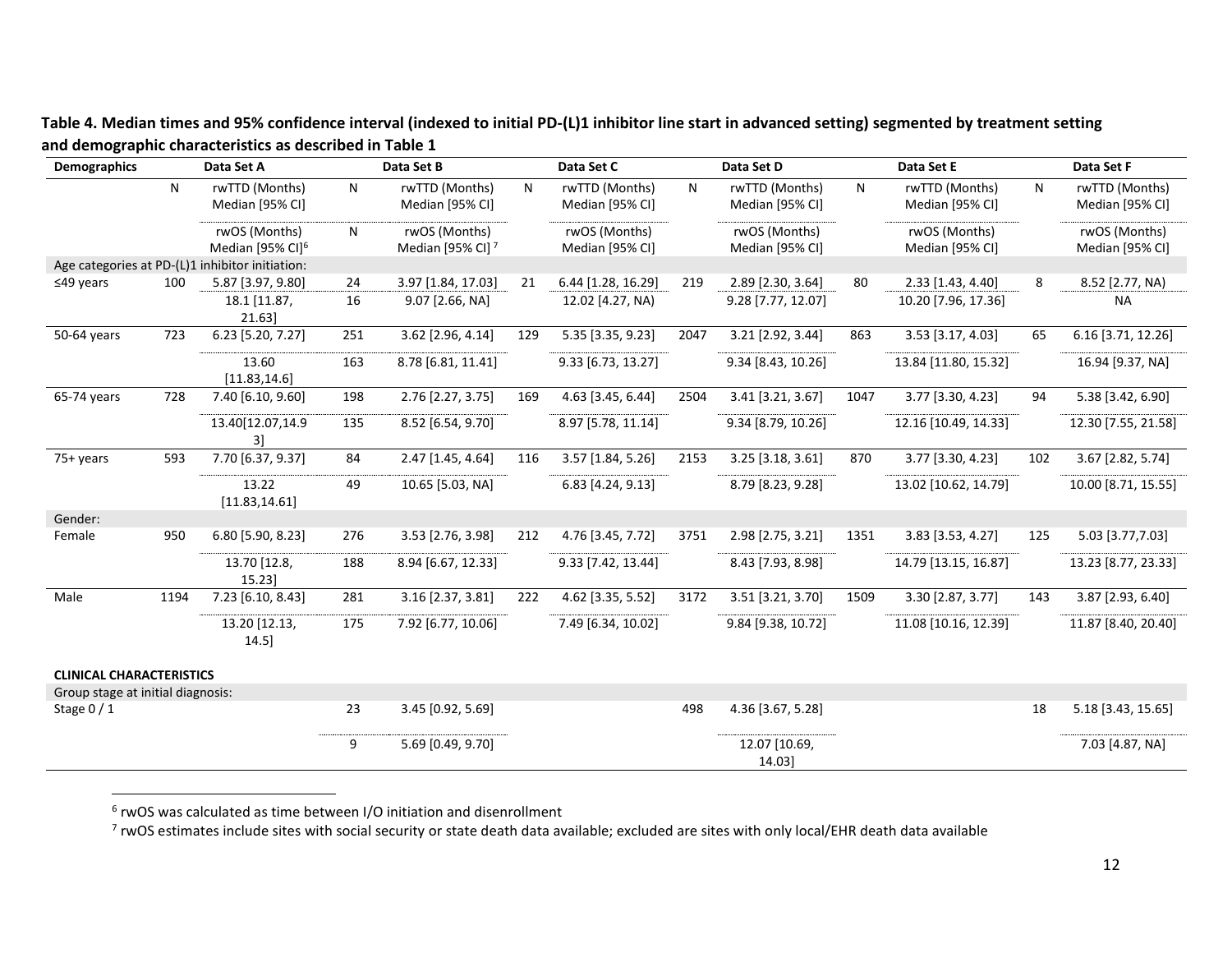**Table 4. Median times and 95% confidence interval (indexed to initial PD-(L)1 inhibitor line start in advanced setting) segmented by treatment setting and demographic characteristics as described in Table 1**

| Demographics | | Data Set A | | Data Set B | | Data Set C | | Data Set D | | Data Set E | | Data Set F |
|---|---|---|---|---|---|---|---|---|---|---|---|---|
| | N | rwTTD (Months) Median [95% CI] | N | rwTTD (Months) Median [95% CI] | N | rwTTD (Months) Median [95% CI] | N | rwTTD (Months) Median [95% CI] | N | rwTTD (Months) Median [95% CI] | N | rwTTD (Months) Median [95% CI] |
| | | rwOS (Months) Median [95% CI][6] | N | rwOS (Months) Median [95% CI][7] | | rwOS (Months) Median [95% CI] | | rwOS (Months) Median [95% CI] | | rwOS (Months) Median [95% CI] | | rwOS (Months) Median [95% CI] |
| Age categories at PD-(L)1 inhibitor initiation: | | | | | | | | | | | | |
| ≤49 years | 100 | 5.87 [3.97, 9.80] | 24 | 3.97 [1.84, 17.03] | 21 | 6.44 [1.28, 16.29] | 219 | 2.89 [2.30, 3.64] | 80 | 2.33 [1.43, 4.40] | 8 | 8.52 [2.77, NA) |
| | | 18.1 [11.87, 21.63] | 16 | 9.07 [2.66, NA] | | 12.02 [4.27, NA) | | 9.28 [7.77, 12.07] | | 10.20 [7.96, 17.36] | | NA |
| 50-64 years | 723 | 6.23 [5.20, 7.27] | 251 | 3.62 [2.96, 4.14] | 129 | 5.35 [3.35, 9.23] | 2047 | 3.21 [2.92, 3.44] | 863 | 3.53 [3.17, 4.03] | 65 | 6.16 [3.71, 12.26] |
| | | 13.60 [11.83,14.6] | 163 | 8.78 [6.81, 11.41] | | 9.33 [6.73, 13.27] | | 9.34 [8.43, 10.26] | | 13.84 [11.80, 15.32] | | 16.94 [9.37, NA] |
| 65-74 years | 728 | 7.40 [6.10, 9.60] | 198 | 2.76 [2.27, 3.75] | 169 | 4.63 [3.45, 6.44] | 2504 | 3.41 [3.21, 3.67] | 1047 | 3.77 [3.30, 4.23] | 94 | 5.38 [3.42, 6.90] |
| | | 13.40[12.07,14.93] | 135 | 8.52 [6.54, 9.70] | | 8.97 [5.78, 11.14] | | 9.34 [8.79, 10.26] | | 12.16 [10.49, 14.33] | | 12.30 [7.55, 21.58] |
| 75+ years | 593 | 7.70 [6.37, 9.37] | 84 | 2.47 [1.45, 4.64] | 116 | 3.57 [1.84, 5.26] | 2153 | 3.25 [3.18, 3.61] | 870 | 3.77 [3.30, 4.23] | 102 | 3.67 [2.82, 5.74] |
| | | 13.22 [11.83,14.61] | 49 | 10.65 [5.03, NA] | | 6.83 [4.24, 9.13] | | 8.79 [8.23, 9.28] | | 13.02 [10.62, 14.79] | | 10.00 [8.71, 15.55] |
| Gender: | | | | | | | | | | | | |
| Female | 950 | 6.80 [5.90, 8.23] | 276 | 3.53 [2.76, 3.98] | 212 | 4.76 [3.45, 7.72] | 3751 | 2.98 [2.75, 3.21] | 1351 | 3.83 [3.53, 4.27] | 125 | 5.03 [3.77,7.03] |
| | | 13.70 [12.8, 15.23] | 188 | 8.94 [6.67, 12.33] | | 9.33 [7.42, 13.44] | | 8.43 [7.93, 8.98] | | 14.79 [13.15, 16.87] | | 13.23 [8.77, 23.33] |
| Male | 1194 | 7.23 [6.10, 8.43] | 281 | 3.16 [2.37, 3.81] | 222 | 4.62 [3.35, 5.52] | 3172 | 3.51 [3.21, 3.70] | 1509 | 3.30 [2.87, 3.77] | 143 | 3.87 [2.93, 6.40] |
| | | 13.20 [12.13, 14.5] | 175 | 7.92 [6.77, 10.06] | | 7.49 [6.34, 10.02] | | 9.84 [9.38, 10.72] | | 11.08 [10.16, 12.39] | | 11.87 [8.40, 20.40] |
| **CLINICAL CHARACTERISTICS** | | | | | | | | | | | | |
| Group stage at initial diagnosis: | | | | | | | | | | | | |
| Stage 0 / 1 | | | 23 | 3.45 [0.92, 5.69] | | | 498 | 4.36 [3.67, 5.28] | | | 18 | 5.18 [3.43, 15.65] |
| | | | 9 | 5.69 [0.49, 9.70] | | | | 12.07 [10.69, 14.03] | | | | 7.03 [4.87, NA] |

[6] rwOS was calculated as time between I/O initiation and disenrollment

[7] rwOS estimates include sites with social security or state death data available; excluded are sites with only local/EHR death data available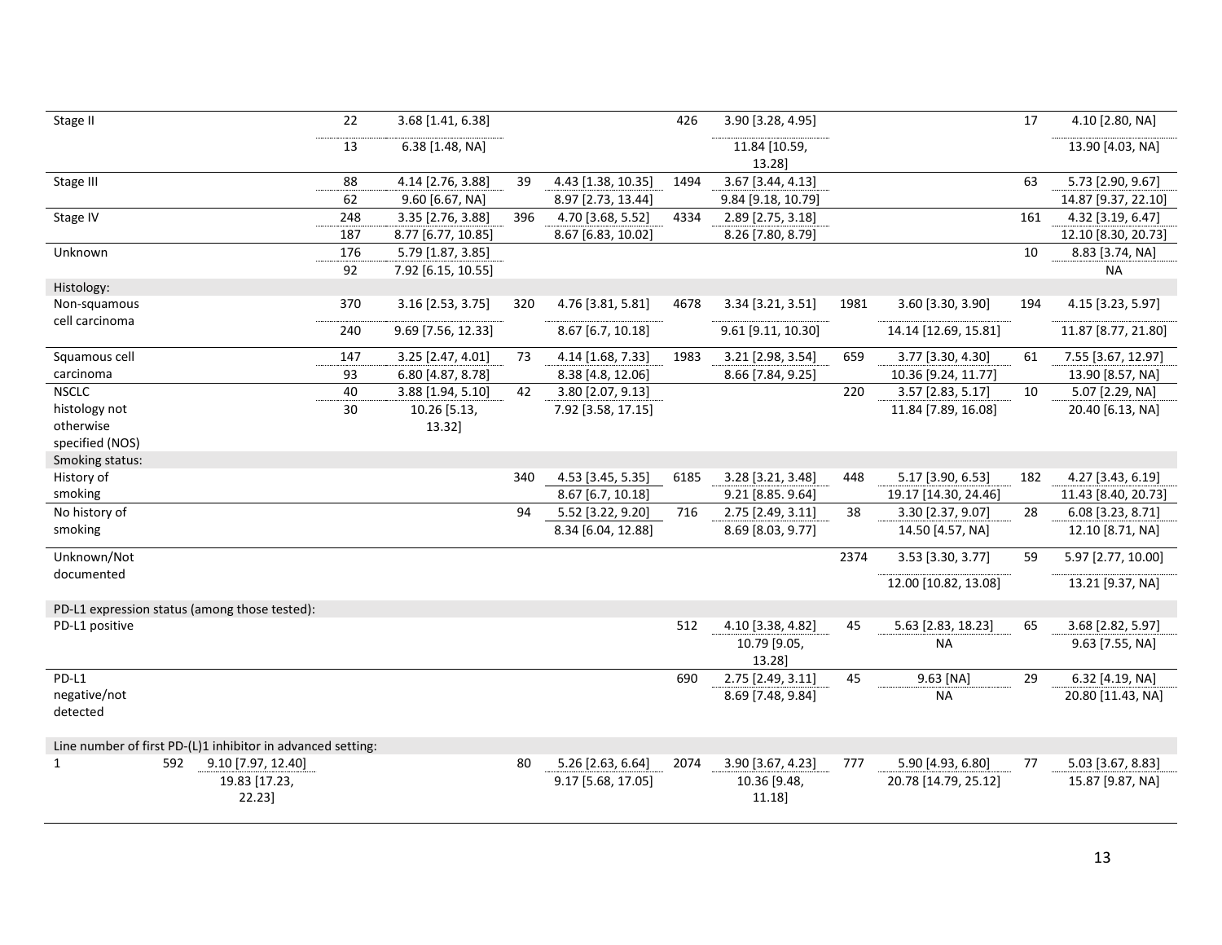| | | | | | | | | | | |
|---|---|---|---|---|---|---|---|---|---|---|
| Stage II | 22 | 3.68 [1.41, 6.38] | | | 426 | 3.90 [3.28, 4.95] | | | 17 | 4.10 [2.80, NA] |
| | 13 | 6.38 [1.48, NA] | | | | 11.84 [10.59, 13.28] | | | | 13.90 [4.03, NA] |
| Stage III | 88 | 4.14 [2.76, 3.88] | 39 | 4.43 [1.38, 10.35] | 1494 | 3.67 [3.44, 4.13] | | | 63 | 5.73 [2.90, 9.67] |
| | 62 | 9.60 [6.67, NA] | | 8.97 [2.73, 13.44] | | 9.84 [9.18, 10.79] | | | | 14.87 [9.37, 22.10] |
| Stage IV | 248 | 3.35 [2.76, 3.88] | 396 | 4.70 [3.68, 5.52] | 4334 | 2.89 [2.75, 3.18] | | | 161 | 4.32 [3.19, 6.47] |
| | 187 | 8.77 [6.77, 10.85] | | 8.67 [6.83, 10.02] | | 8.26 [7.80, 8.79] | | | | 12.10 [8.30, 20.73] |
| Unknown | 176 | 5.79 [1.87, 3.85] | | | | | | | 10 | 8.83 [3.74, NA] |
| | 92 | 7.92 [6.15, 10.55] | | | | | | | | NA |
| Histology: | | | | | | | | | | |
| Non-squamous cell carcinoma | 370 | 3.16 [2.53, 3.75] | 320 | 4.76 [3.81, 5.81] | 4678 | 3.34 [3.21, 3.51] | 1981 | 3.60 [3.30, 3.90] | 194 | 4.15 [3.23, 5.97] |
| | 240 | 9.69 [7.56, 12.33] | | 8.67 [6.7, 10.18] | | 9.61 [9.11, 10.30] | | 14.14 [12.69, 15.81] | | 11.87 [8.77, 21.80] |
| Squamous cell carcinoma | 147 | 3.25 [2.47, 4.01] | 73 | 4.14 [1.68, 7.33] | 1983 | 3.21 [2.98, 3.54] | 659 | 3.77 [3.30, 4.30] | 61 | 7.55 [3.67, 12.97] |
| | 93 | 6.80 [4.87, 8.78] | | 8.38 [4.8, 12.06] | | 8.66 [7.84, 9.25] | | 10.36 [9.24, 11.77] | | 13.90 [8.57, NA] |
| NSCLC histology not otherwise specified (NOS) | 40 | 3.88 [1.94, 5.10] | 42 | 3.80 [2.07, 9.13] | | | 220 | 3.57 [2.83, 5.17] | 10 | 5.07 [2.29, NA] |
| | 30 | 10.26 [5.13, 13.32] | | 7.92 [3.58, 17.15] | | | | 11.84 [7.89, 16.08] | | 20.40 [6.13, NA] |
| Smoking status: | | | | | | | | | | |
| History of smoking | | | 340 | 4.53 [3.45, 5.35] | 6185 | 3.28 [3.21, 3.48] | 448 | 5.17 [3.90, 6.53] | 182 | 4.27 [3.43, 6.19] |
| | | | | 8.67 [6.7, 10.18] | | 9.21 [8.85. 9.64] | | 19.17 [14.30, 24.46] | | 11.43 [8.40, 20.73] |
| No history of smoking | | | 94 | 5.52 [3.22, 9.20] | 716 | 2.75 [2.49, 3.11] | 38 | 3.30 [2.37, 9.07] | 28 | 6.08 [3.23, 8.71] |
| | | | | 8.34 [6.04, 12.88] | | 8.69 [8.03, 9.77] | | 14.50 [4.57, NA] | | 12.10 [8.71, NA] |
| Unknown/Not documented | | | | | | | 2374 | 3.53 [3.30, 3.77] | 59 | 5.97 [2.77, 10.00] |
| | | | | | | | | 12.00 [10.82, 13.08] | | 13.21 [9.37, NA] |
| PD-L1 expression status (among those tested): | | | | | | | | | | |
| PD-L1 positive | | | | | 512 | 4.10 [3.38, 4.82] | 45 | 5.63 [2.83, 18.23] | 65 | 3.68 [2.82, 5.97] |
| | | | | | | 10.79 [9.05, 13.28] | | NA | | 9.63 [7.55, NA] |
| PD-L1 negative/not detected | | | | | 690 | 2.75 [2.49, 3.11] | 45 | 9.63 [NA] | 29 | 6.32 [4.19, NA] |
| | | | | | | 8.69 [7.48, 9.84] | | NA | | 20.80 [11.43, NA] |
| Line number of first PD-(L)1 inhibitor in advanced setting: | | | | | | | | | | |
| 1 | 592 | 9.10 [7.97, 12.40] | 80 | 5.26 [2.63, 6.64] | 2074 | 3.90 [3.67, 4.23] | 777 | 5.90 [4.93, 6.80] | 77 | 5.03 [3.67, 8.83] |
| | | 19.83 [17.23, 22.23] | | 9.17 [5.68, 17.05] | | 10.36 [9.48, 11.18] | | 20.78 [14.79, 25.12] | | 15.87 [9.87, NA] |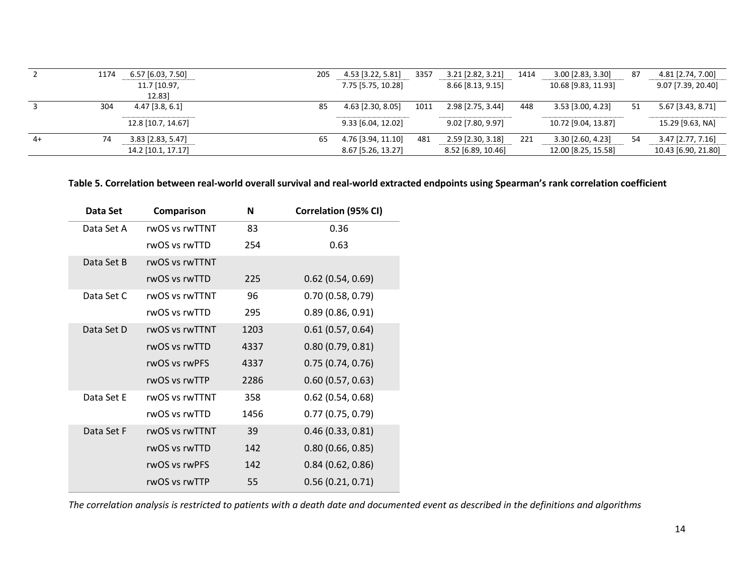| | | | | | | | | | | |
|---|---|---|---|---|---|---|---|---|---|---|
| 2 | 1174 | 6.57 [6.03, 7.50] | 205 | 4.53 [3.22, 5.81] | 3357 | 3.21 [2.82, 3.21] | 1414 | 3.00 [2.83, 3.30] | 87 | 4.81 [2.74, 7.00] |
| | | 11.7 [10.97, 12.83] | | 7.75 [5.75, 10.28] | | 8.66 [8.13, 9.15] | | 10.68 [9.83, 11.93] | | 9.07 [7.39, 20.40] |
| 3 | 304 | 4.47 [3.8, 6.1] | 85 | 4.63 [2.30, 8.05] | 1011 | 2.98 [2.75, 3.44] | 448 | 3.53 [3.00, 4.23] | 51 | 5.67 [3.43, 8.71] |
| | | 12.8 [10.7, 14.67] | | 9.33 [6.04, 12.02] | | 9.02 [7.80, 9.97] | | 10.72 [9.04, 13.87] | | 15.29 [9.63, NA] |
| 4+ | 74 | 3.83 [2.83, 5.47] | 65 | 4.76 [3.94, 11.10] | 481 | 2.59 [2.30, 3.18] | 221 | 3.30 [2.60, 4.23] | 54 | 3.47 [2.77, 7.16] |
| | | 14.2 [10.1, 17.17] | | 8.67 [5.26, 13.27] | | 8.52 [6.89, 10.46] | | 12.00 [8.25, 15.58] | | 10.43 [6.90, 21.80] |

**Table 5. Correlation between real-world overall survival and real-world extracted endpoints using Spearman's rank correlation coefficient**

| Data Set | Comparison | N | Correlation (95% CI) |
|---|---|---|---|
| Data Set A | rwOS vs rwTTNT | 83 | 0.36 |
| | rwOS vs rwTTD | 254 | 0.63 |
| Data Set B | rwOS vs rwTTNT | | |
| | rwOS vs rwTTD | 225 | 0.62 (0.54, 0.69) |
| Data Set C | rwOS vs rwTTNT | 96 | 0.70 (0.58, 0.79) |
| | rwOS vs rwTTD | 295 | 0.89 (0.86, 0.91) |
| Data Set D | rwOS vs rwTTNT | 1203 | 0.61 (0.57, 0.64) |
| | rwOS vs rwTTD | 4337 | 0.80 (0.79, 0.81) |
| | rwOS vs rwPFS | 4337 | 0.75 (0.74, 0.76) |
| | rwOS vs rwTTP | 2286 | 0.60 (0.57, 0.63) |
| Data Set E | rwOS vs rwTTNT | 358 | 0.62 (0.54, 0.68) |
| | rwOS vs rwTTD | 1456 | 0.77 (0.75, 0.79) |
| Data Set F | rwOS vs rwTTNT | 39 | 0.46 (0.33, 0.81) |
| | rwOS vs rwTTD | 142 | 0.80 (0.66, 0.85) |
| | rwOS vs rwPFS | 142 | 0.84 (0.62, 0.86) |
| | rwOS vs rwTTP | 55 | 0.56 (0.21, 0.71) |

*The correlation analysis is restricted to patients with a death date and documented event as described in the definitions and algorithms*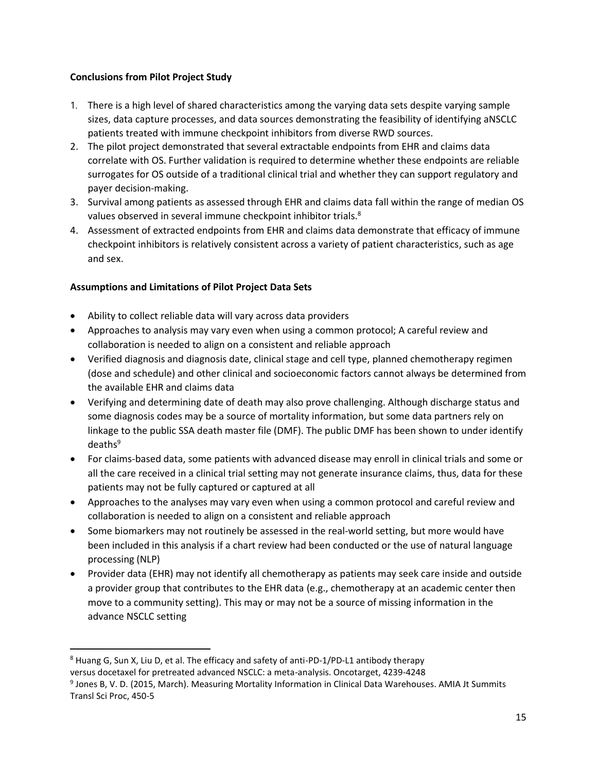**Conclusions from Pilot Project Study**

1. There is a high level of shared characteristics among the varying data sets despite varying sample sizes, data capture processes, and data sources demonstrating the feasibility of identifying aNSCLC patients treated with immune checkpoint inhibitors from diverse RWD sources.
2. The pilot project demonstrated that several extractable endpoints from EHR and claims data correlate with OS. Further validation is required to determine whether these endpoints are reliable surrogates for OS outside of a traditional clinical trial and whether they can support regulatory and payer decision-making.
3. Survival among patients as assessed through EHR and claims data fall within the range of median OS values observed in several immune checkpoint inhibitor trials.[8]
4. Assessment of extracted endpoints from EHR and claims data demonstrate that efficacy of immune checkpoint inhibitors is relatively consistent across a variety of patient characteristics, such as age and sex.

**Assumptions and Limitations of Pilot Project Data Sets**

- Ability to collect reliable data will vary across data providers
- Approaches to analysis may vary even when using a common protocol; A careful review and collaboration is needed to align on a consistent and reliable approach
- Verified diagnosis and diagnosis date, clinical stage and cell type, planned chemotherapy regimen (dose and schedule) and other clinical and socioeconomic factors cannot always be determined from the available EHR and claims data
- Verifying and determining date of death may also prove challenging. Although discharge status and some diagnosis codes may be a source of mortality information, but some data partners rely on linkage to the public SSA death master file (DMF). The public DMF has been shown to under identify deaths[9]
- For claims-based data, some patients with advanced disease may enroll in clinical trials and some or all the care received in a clinical trial setting may not generate insurance claims, thus, data for these patients may not be fully captured or captured at all
- Approaches to the analyses may vary even when using a common protocol and careful review and collaboration is needed to align on a consistent and reliable approach
- Some biomarkers may not routinely be assessed in the real-world setting, but more would have been included in this analysis if a chart review had been conducted or the use of natural language processing (NLP)
- Provider data (EHR) may not identify all chemotherapy as patients may seek care inside and outside a provider group that contributes to the EHR data (e.g., chemotherapy at an academic center then move to a community setting). This may or may not be a source of missing information in the advance NSCLC setting

---

[8] Huang G, Sun X, Liu D, et al. The efficacy and safety of anti-PD-1/PD-L1 antibody therapy versus docetaxel for pretreated advanced NSCLC: a meta-analysis. Oncotarget, 4239-4248

[9] Jones B, V. D. (2015, March). Measuring Mortality Information in Clinical Data Warehouses. AMIA Jt Summits Transl Sci Proc, 450-5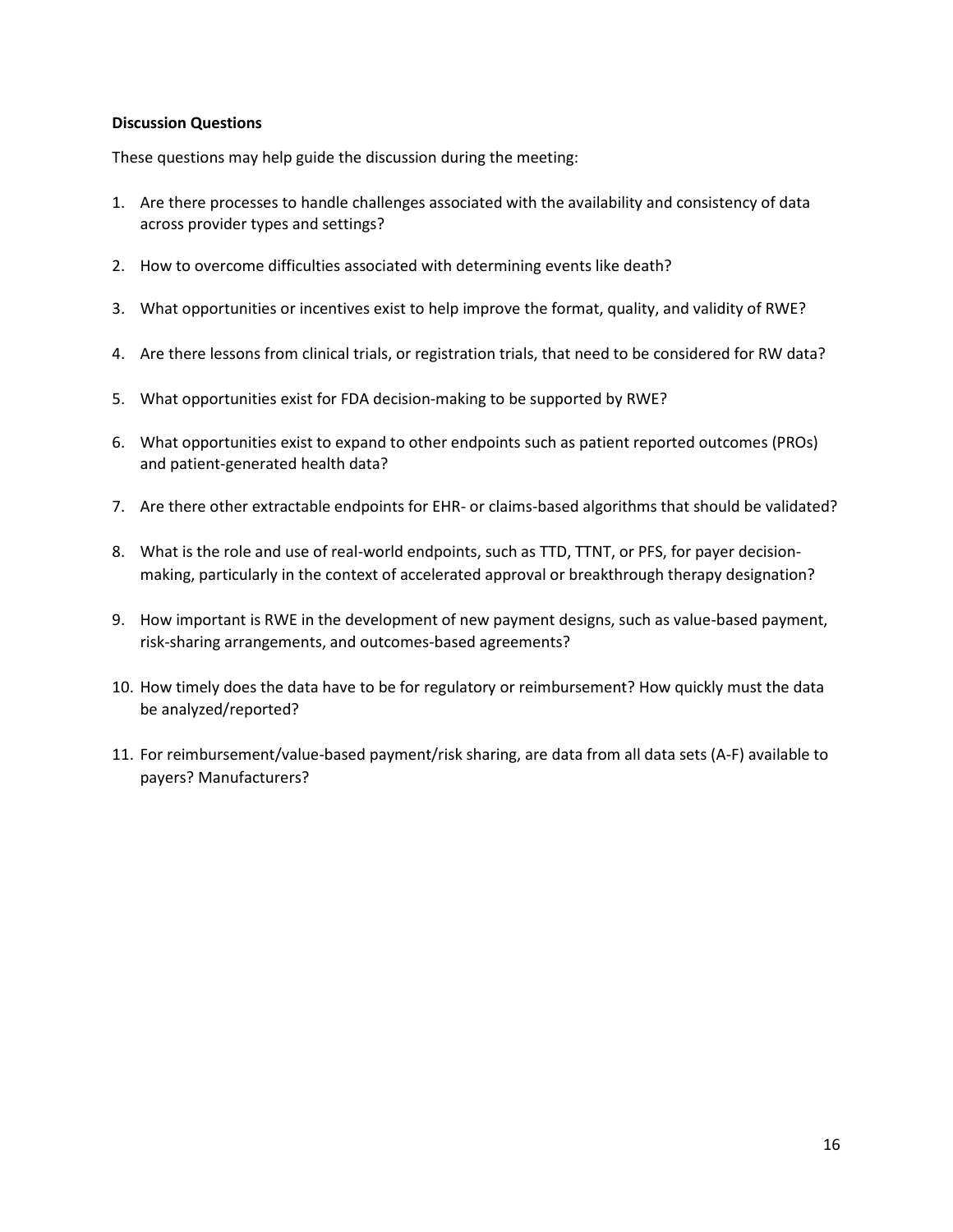**Discussion Questions**

These questions may help guide the discussion during the meeting:

1. Are there processes to handle challenges associated with the availability and consistency of data across provider types and settings?
2. How to overcome difficulties associated with determining events like death?
3. What opportunities or incentives exist to help improve the format, quality, and validity of RWE?
4. Are there lessons from clinical trials, or registration trials, that need to be considered for RW data?
5. What opportunities exist for FDA decision-making to be supported by RWE?
6. What opportunities exist to expand to other endpoints such as patient reported outcomes (PROs) and patient-generated health data?
7. Are there other extractable endpoints for EHR- or claims-based algorithms that should be validated?
8. What is the role and use of real-world endpoints, such as TTD, TTNT, or PFS, for payer decision-making, particularly in the context of accelerated approval or breakthrough therapy designation?
9. How important is RWE in the development of new payment designs, such as value-based payment, risk-sharing arrangements, and outcomes-based agreements?
10. How timely does the data have to be for regulatory or reimbursement? How quickly must the data be analyzed/reported?
11. For reimbursement/value-based payment/risk sharing, are data from all data sets (A-F) available to payers? Manufacturers?